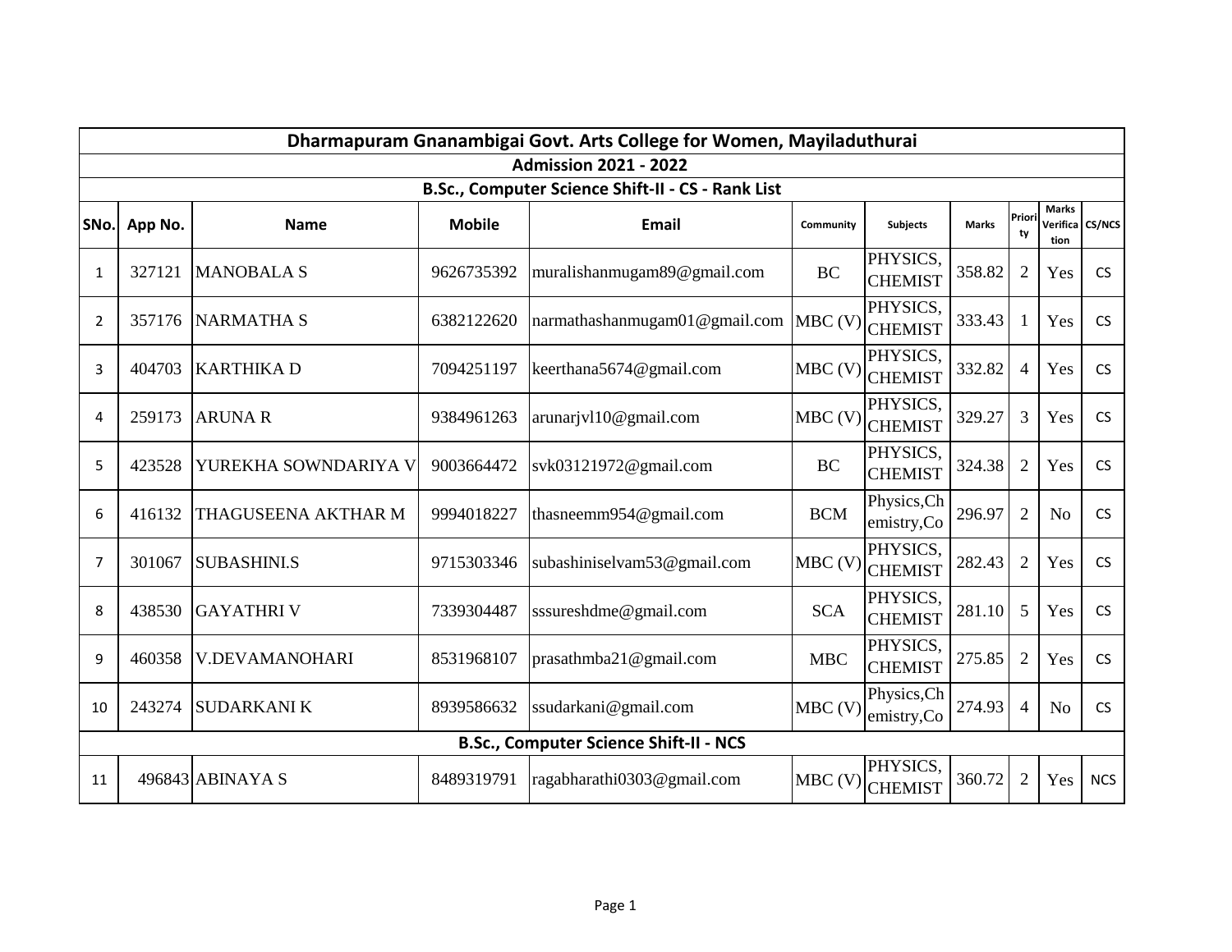# Dharmapuram Gnanambigai Govt. Arts College for Women, Mayiladuthurai

## Admission 2021 - 2022

### B.Sc., Computer Science Shift-II - CS - Rank List

| SNo. | App No. | Name | Mobile | Email | Community | Subjects | Marks | Priority | Marks Verification | CS/NCS |
|---|---|---|---|---|---|---|---|---|---|---|
| 1 | 327121 | MANOBALA S | 9626735392 | muralishanmugam89@gmail.com | BC | PHYSICS, CHEMIST | 358.82 | 2 | Yes | CS |
| 2 | 357176 | NARMATHA S | 6382122620 | narmathashanmugam01@gmail.com | MBC (V) | PHYSICS, CHEMIST | 333.43 | 1 | Yes | CS |
| 3 | 404703 | KARTHIKA D | 7094251197 | keerthana5674@gmail.com | MBC (V) | PHYSICS, CHEMIST | 332.82 | 4 | Yes | CS |
| 4 | 259173 | ARUNA R | 9384961263 | arunarjvl10@gmail.com | MBC (V) | PHYSICS, CHEMIST | 329.27 | 3 | Yes | CS |
| 5 | 423528 | YUREKHA SOWNDARIYA V | 9003664472 | svk03121972@gmail.com | BC | PHYSICS, CHEMIST | 324.38 | 2 | Yes | CS |
| 6 | 416132 | THAGUSEENA AKTHAR M | 9994018227 | thasneemm954@gmail.com | BCM | Physics,Chemistry,Co | 296.97 | 2 | No | CS |
| 7 | 301067 | SUBASHINI.S | 9715303346 | subashiniselvam53@gmail.com | MBC (V) | PHYSICS, CHEMIST | 282.43 | 2 | Yes | CS |
| 8 | 438530 | GAYATHRI V | 7339304487 | sssureshdme@gmail.com | SCA | PHYSICS, CHEMIST | 281.10 | 5 | Yes | CS |
| 9 | 460358 | V.DEVAMANOHARI | 8531968107 | prasathmba21@gmail.com | MBC | PHYSICS, CHEMIST | 275.85 | 2 | Yes | CS |
| 10 | 243274 | SUDARKANI K | 8939586632 | ssudarkani@gmail.com | MBC (V) | Physics,Chemistry,Co | 274.93 | 4 | No | CS |
| **B.Sc., Computer Science Shift-II - NCS** | | | | | | | | | | |
| 11 | 496843 | ABINAYA S | 8489319791 | ragabharathi0303@gmail.com | MBC (V) | PHYSICS, CHEMIST | 360.72 | 2 | Yes | NCS |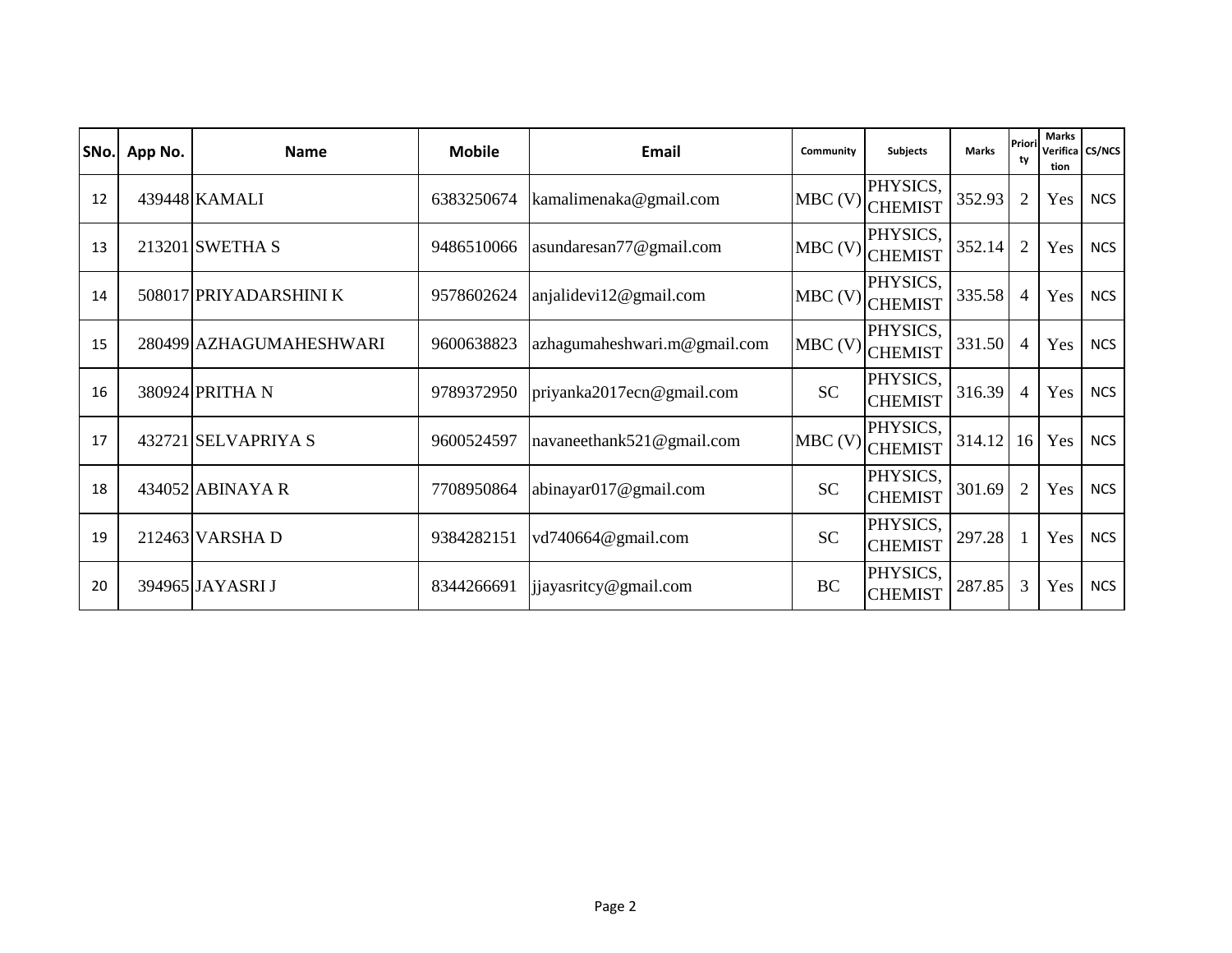| SNo. | App No. | Name | Mobile | Email | Community | Subjects | Marks | Priority | Marks Verification | CS/NCS |
|---|---|---|---|---|---|---|---|---|---|---|
| 12 | 439448 | KAMALI | 6383250674 | kamalimenaka@gmail.com | MBC (V) | PHYSICS, CHEMIST | 352.93 | 2 | Yes | NCS |
| 13 | 213201 | SWETHA S | 9486510066 | asundaresan77@gmail.com | MBC (V) | PHYSICS, CHEMIST | 352.14 | 2 | Yes | NCS |
| 14 | 508017 | PRIYADARSHINI K | 9578602624 | anjalidevi12@gmail.com | MBC (V) | PHYSICS, CHEMIST | 335.58 | 4 | Yes | NCS |
| 15 | 280499 | AZHAGUMAHESHWARI | 9600638823 | azhagumaheshwari.m@gmail.com | MBC (V) | PHYSICS, CHEMIST | 331.50 | 4 | Yes | NCS |
| 16 | 380924 | PRITHA N | 9789372950 | priyanka2017ecn@gmail.com | SC | PHYSICS, CHEMIST | 316.39 | 4 | Yes | NCS |
| 17 | 432721 | SELVAPRIYA S | 9600524597 | navaneethank521@gmail.com | MBC (V) | PHYSICS, CHEMIST | 314.12 | 16 | Yes | NCS |
| 18 | 434052 | ABINAYA R | 7708950864 | abinayar017@gmail.com | SC | PHYSICS, CHEMIST | 301.69 | 2 | Yes | NCS |
| 19 | 212463 | VARSHA D | 9384282151 | vd740664@gmail.com | SC | PHYSICS, CHEMIST | 297.28 | 1 | Yes | NCS |
| 20 | 394965 | JAYASRI J | 8344266691 | jjayasritcy@gmail.com | BC | PHYSICS, CHEMIST | 287.85 | 3 | Yes | NCS |